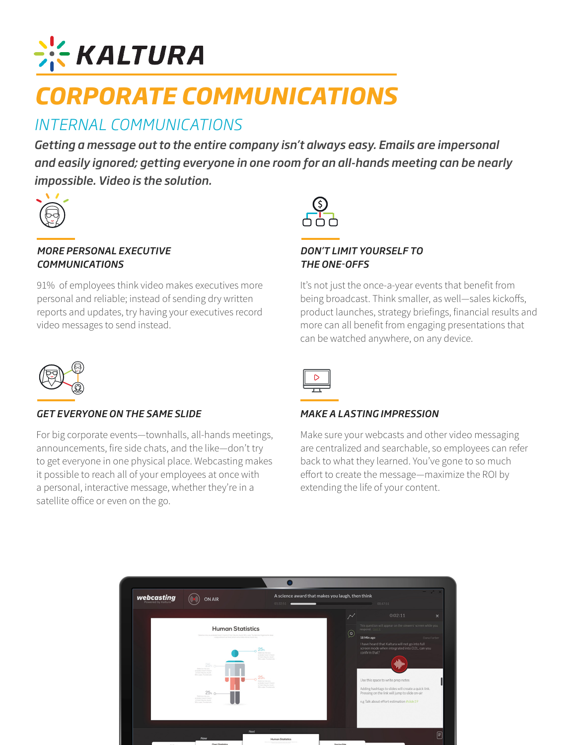# KALTURA

# CORPORATE COMMUNICATIONS

## INTERNAL COMMUNICATIONS

***Getting a message out to the entire company isn't always easy. Emails are impersonal and easily ignored; getting everyone in one room for an all-hands meeting can be nearly impossible. Video is the solution.***

### *MORE PERSONAL EXECUTIVE COMMUNICATIONS*

91% of employees think video makes executives more personal and reliable; instead of sending dry written reports and updates, try having your executives record video messages to send instead.

### *DON'T LIMIT YOURSELF TO THE ONE-OFFS*

It's not just the once-a-year events that benefit from being broadcast. Think smaller, as well—sales kickoffs, product launches, strategy briefings, financial results and more can all benefit from engaging presentations that can be watched anywhere, on any device.

### *GET EVERYONE ON THE SAME SLIDE*

For big corporate events—townhalls, all-hands meetings, announcements, fire side chats, and the like—don't try to get everyone in one physical place. Webcasting makes it possible to reach all of your employees at once with a personal, interactive message, whether they're in a satellite office or even on the go.

### *MAKE A LASTING IMPRESSION*

Make sure your webcasts and other video messaging are centralized and searchable, so employees can refer back to what they learned. You've gone to so much effort to create the message—maximize the ROI by extending the life of your content.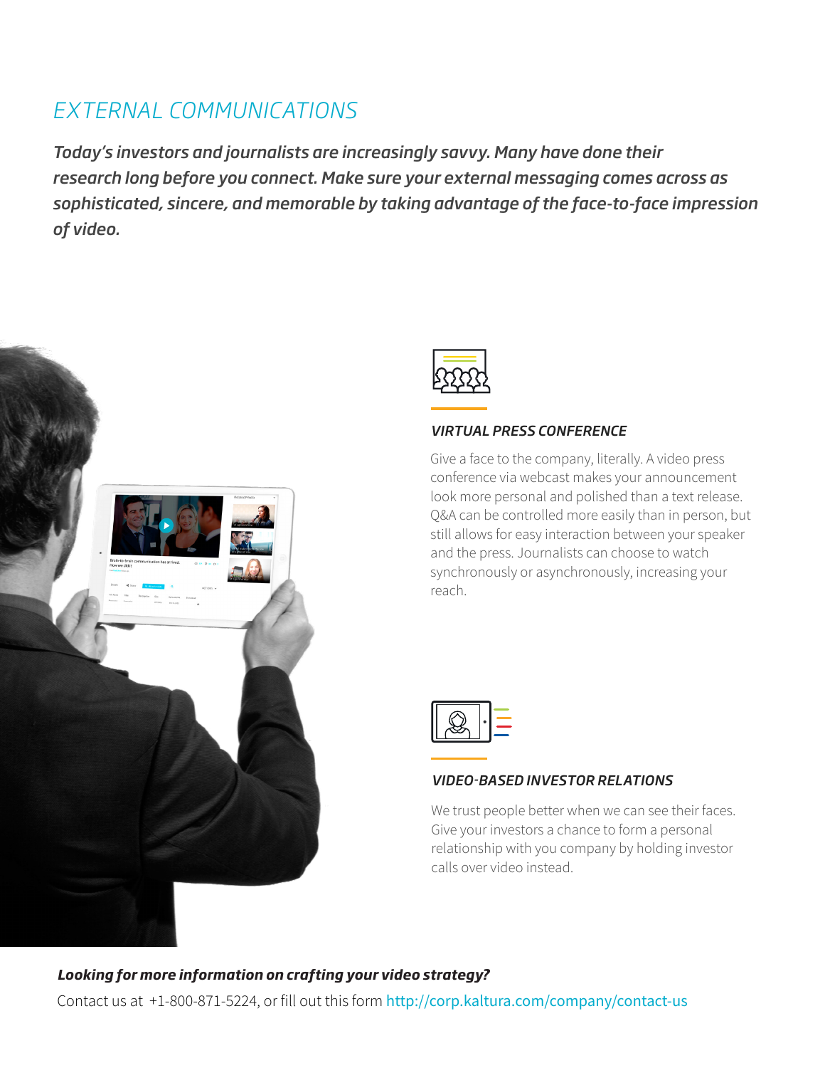# EXTERNAL COMMUNICATIONS

***Today's investors and journalists are increasingly savvy. Many have done their research long before you connect. Make sure your external messaging comes across as sophisticated, sincere, and memorable by taking advantage of the face-to-face impression of video.***

### *VIRTUAL PRESS CONFERENCE*

Give a face to the company, literally. A video press conference via webcast makes your announcement look more personal and polished than a text release. Q&A can be controlled more easily than in person, but still allows for easy interaction between your speaker and the press. Journalists can choose to watch synchronously or asynchronously, increasing your reach.

### *VIDEO-BASED INVESTOR RELATIONS*

We trust people better when we can see their faces. Give your investors a chance to form a personal relationship with you company by holding investor calls over video instead.

***Looking for more information on crafting your video strategy?***

Contact us at +1-800-871-5224, or fill out this form http://corp.kaltura.com/company/contact-us